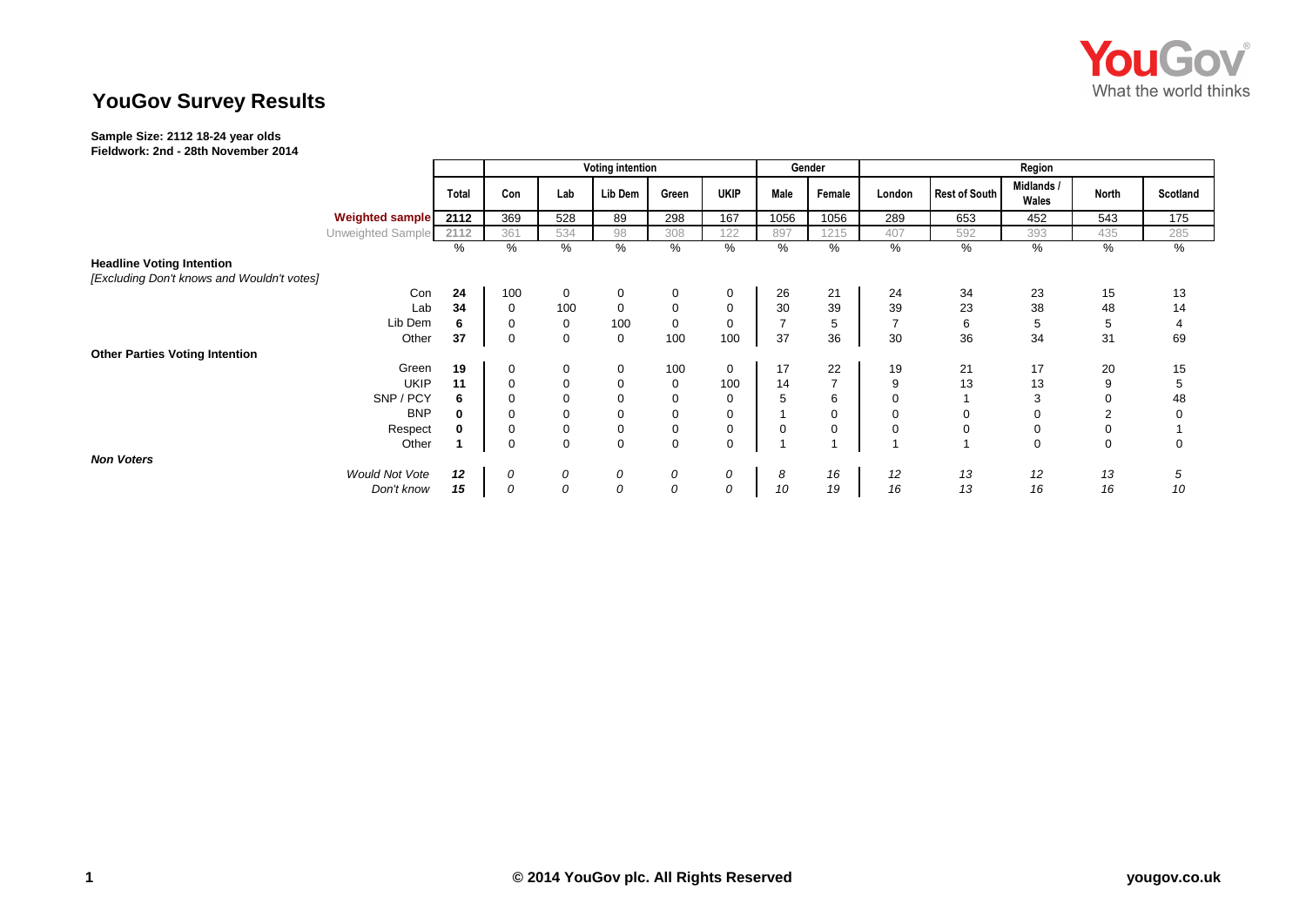# YouGov Survey Results

**Sample Size: 2112 18-24 year olds**
**Fieldwork: 2nd - 28th November 2014**

| | Total | Voting intention | | | | | Gender | | Region | | | | |
|---|---|---|---|---|---|---|---|---|---|---|---|---|---|
| | | Con | Lab | Lib Dem | Green | UKIP | Male | Female | London | Rest of South | Midlands / Wales | North | Scotland |
| **Weighted sample** | 2112 | 369 | 528 | 89 | 298 | 167 | 1056 | 1056 | 289 | 653 | 452 | 543 | 175 |
| Unweighted Sample | 2112 | 361 | 534 | 98 | 308 | 122 | 897 | 1215 | 407 | 592 | 393 | 435 | 285 |
| | % | % | % | % | % | % | % | % | % | % | % | % | % |
| **Headline Voting Intention** *[Excluding Don't knows and Wouldn't votes]* | | | | | | | | | | | | | |
| Con | **24** | 100 | 0 | 0 | 0 | 0 | 26 | 21 | 24 | 34 | 23 | 15 | 13 |
| Lab | **34** | 0 | 100 | 0 | 0 | 0 | 30 | 39 | 39 | 23 | 38 | 48 | 14 |
| Lib Dem | **6** | 0 | 0 | 100 | 0 | 0 | 7 | 5 | 7 | 6 | 5 | 5 | 4 |
| Other | **37** | 0 | 0 | 0 | 100 | 100 | 37 | 36 | 30 | 36 | 34 | 31 | 69 |
| **Other Parties Voting Intention** | | | | | | | | | | | | | |
| Green | **19** | 0 | 0 | 0 | 100 | 0 | 17 | 22 | 19 | 21 | 17 | 20 | 15 |
| UKIP | **11** | 0 | 0 | 0 | 0 | 100 | 14 | 7 | 9 | 13 | 13 | 9 | 5 |
| SNP / PCY | **6** | 0 | 0 | 0 | 0 | 0 | 5 | 6 | 0 | 1 | 3 | 0 | 48 |
| BNP | **0** | 0 | 0 | 0 | 0 | 0 | 1 | 0 | 0 | 0 | 0 | 2 | 0 |
| Respect | **0** | 0 | 0 | 0 | 0 | 0 | 0 | 0 | 0 | 0 | 0 | 0 | 1 |
| Other | **1** | 0 | 0 | 0 | 0 | 0 | 1 | 1 | 1 | 1 | 0 | 0 | 0 |
| ***Non Voters*** | | | | | | | | | | | | | |
| *Would Not Vote* | ***12*** | *0* | *0* | *0* | *0* | *0* | *8* | *16* | *12* | *13* | *12* | *13* | *5* |
| *Don't know* | ***15*** | *0* | *0* | *0* | *0* | *0* | *10* | *19* | *16* | *13* | *16* | *16* | *10* |

**© 2014 YouGov plc. All Rights Reserved** yougov.co.uk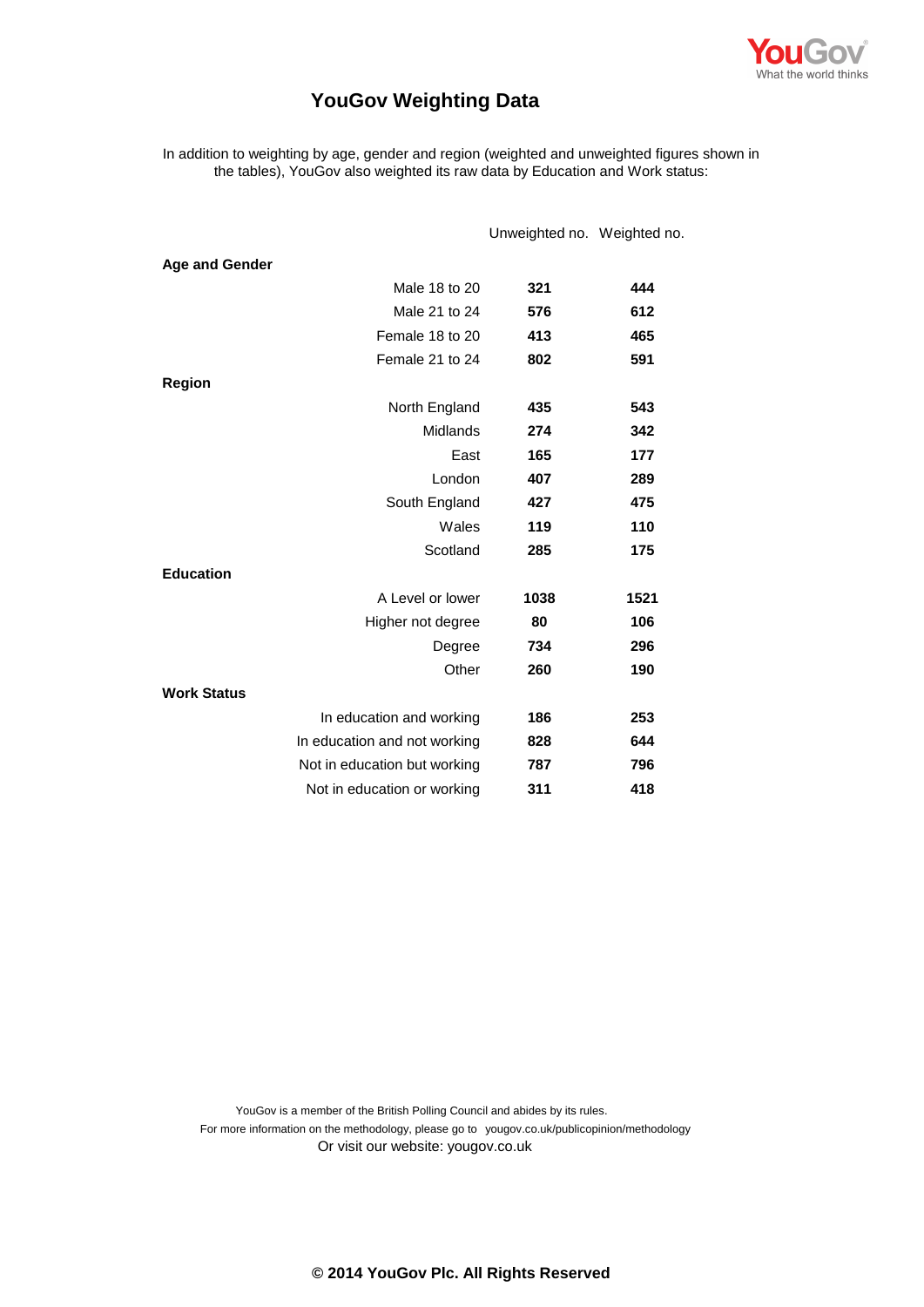# YouGov Weighting Data

In addition to weighting by age, gender and region (weighted and unweighted figures shown in the tables), YouGov also weighted its raw data by Education and Work status:

| | | Unweighted no. | Weighted no. |
|---|---|---|---|
| **Age and Gender** | | | |
| | Male 18 to 20 | **321** | **444** |
| | Male 21 to 24 | **576** | **612** |
| | Female 18 to 20 | **413** | **465** |
| | Female 21 to 24 | **802** | **591** |
| **Region** | | | |
| | North England | **435** | **543** |
| | Midlands | **274** | **342** |
| | East | **165** | **177** |
| | London | **407** | **289** |
| | South England | **427** | **475** |
| | Wales | **119** | **110** |
| | Scotland | **285** | **175** |
| **Education** | | | |
| | A Level or lower | **1038** | **1521** |
| | Higher not degree | **80** | **106** |
| | Degree | **734** | **296** |
| | Other | **260** | **190** |
| **Work Status** | | | |
| | In education and working | **186** | **253** |
| | In education and not working | **828** | **644** |
| | Not in education but working | **787** | **796** |
| | Not in education or working | **311** | **418** |

YouGov is a member of the British Polling Council and abides by its rules.
For more information on the methodology, please go to yougov.co.uk/publicopinion/methodology
Or visit our website: yougov.co.uk

**© 2014 YouGov Plc. All Rights Reserved**